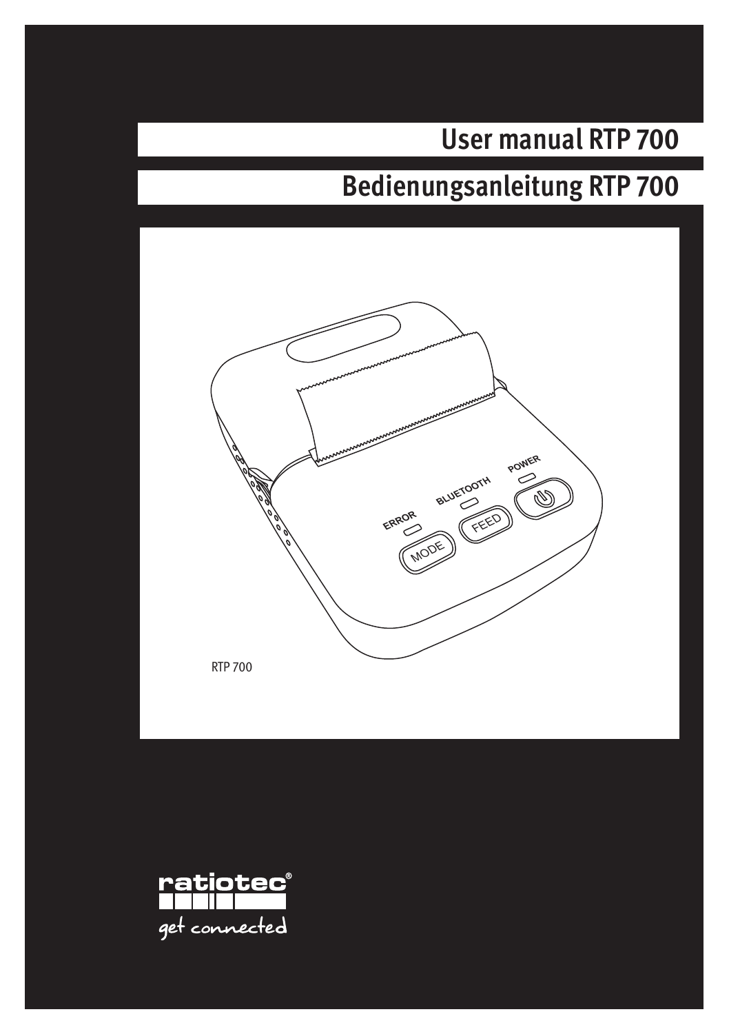# User manual RTP 700

# Bedienungsanleitung RTP 700

RTP 700

ratiotec®

get connected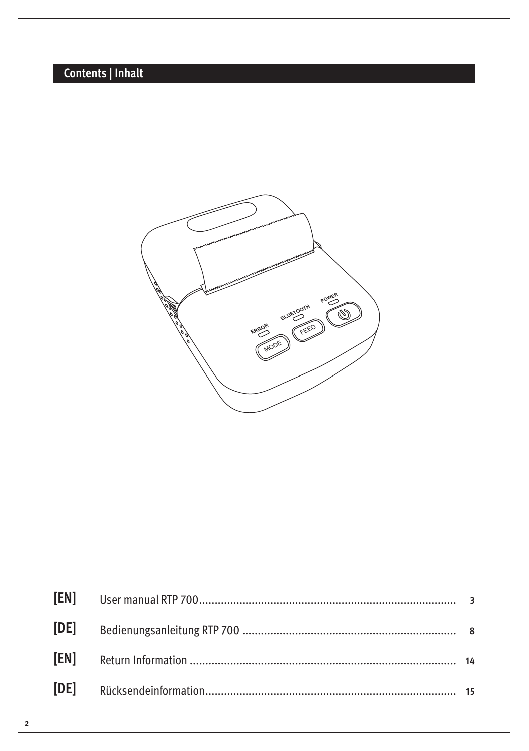## Contents | Inhalt

| | | |
|---|---|---|
| [EN] | User manual RTP 700 | 3 |
| [DE] | Bedienungsanleitung RTP 700 | 8 |
| [EN] | Return Information | 14 |
| [DE] | Rücksendeinformation | 15 |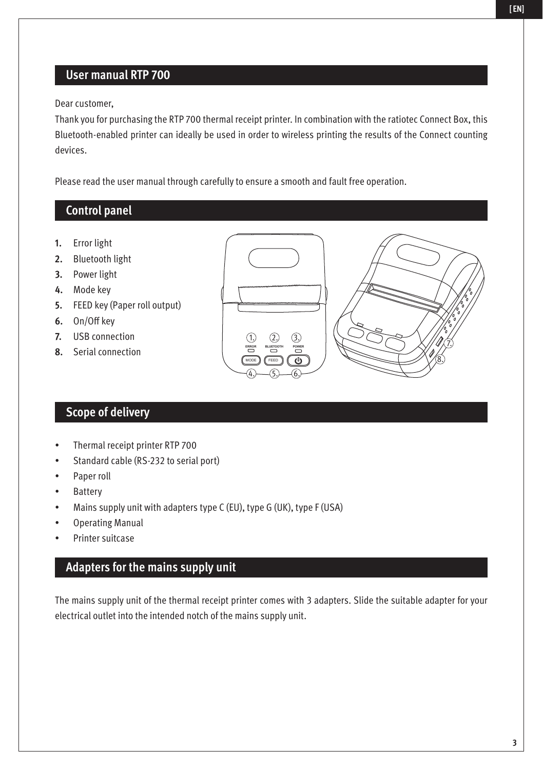## User manual RTP 700

Dear customer,

Thank you for purchasing the RTP 700 thermal receipt printer. In combination with the ratiotec Connect Box, this Bluetooth-enabled printer can ideally be used in order to wireless printing the results of the Connect counting devices.

Please read the user manual through carefully to ensure a smooth and fault free operation.

## Control panel

1. Error light
2. Bluetooth light
3. Power light
4. Mode key
5. FEED key (Paper roll output)
6. On/Off key
7. USB connection
8. Serial connection

## Scope of delivery

- Thermal receipt printer RTP 700
- Standard cable (RS-232 to serial port)
- Paper roll
- Battery
- Mains supply unit with adapters type C (EU), type G (UK), type F (USA)
- Operating Manual
- Printer suitcase

## Adapters for the mains supply unit

The mains supply unit of the thermal receipt printer comes with 3 adapters. Slide the suitable adapter for your electrical outlet into the intended notch of the mains supply unit.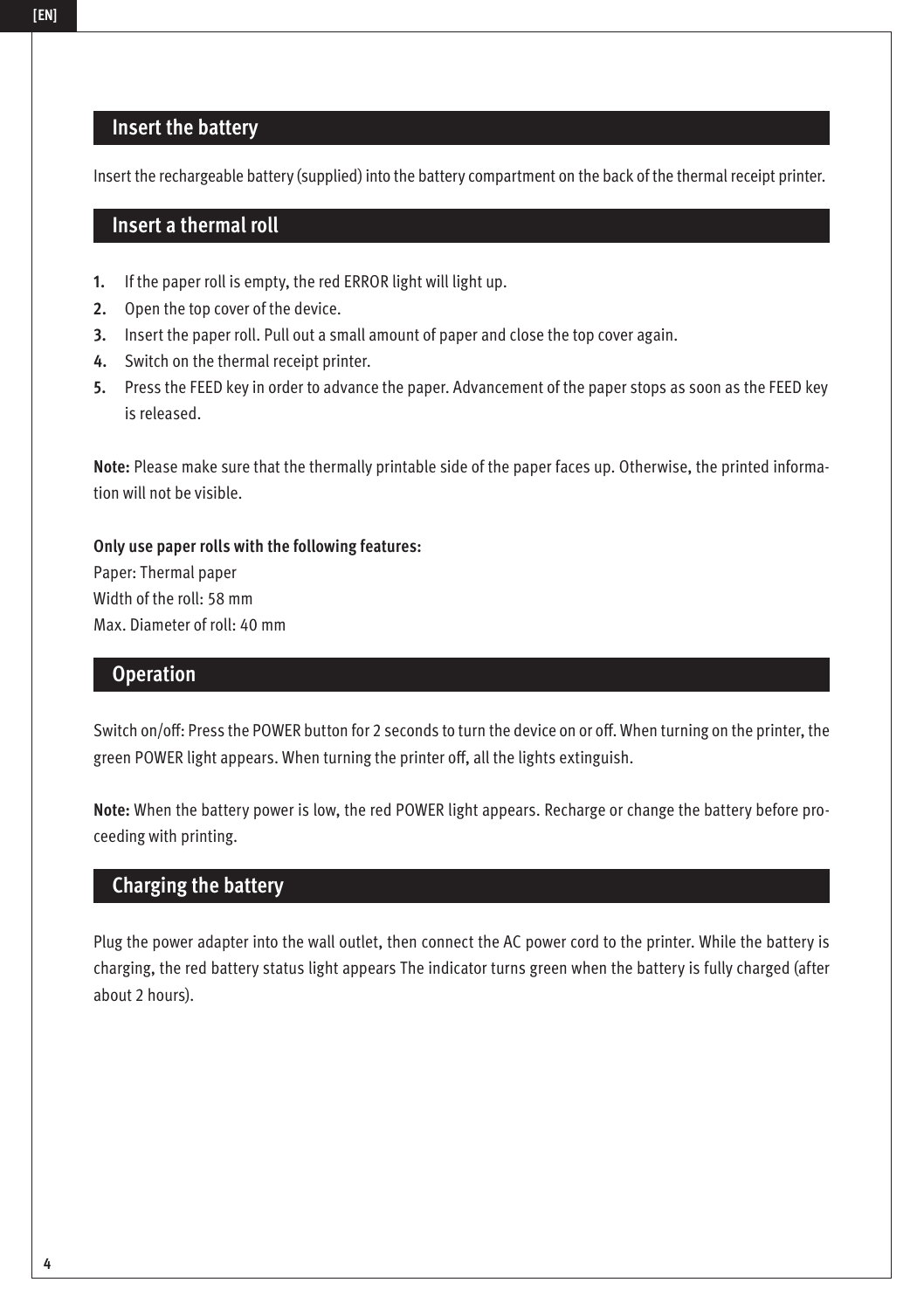## Insert the battery

Insert the rechargeable battery (supplied) into the battery compartment on the back of the thermal receipt printer.

## Insert a thermal roll

1. If the paper roll is empty, the red ERROR light will light up.
2. Open the top cover of the device.
3. Insert the paper roll. Pull out a small amount of paper and close the top cover again.
4. Switch on the thermal receipt printer.
5. Press the FEED key in order to advance the paper. Advancement of the paper stops as soon as the FEED key is released.

**Note:** Please make sure that the thermally printable side of the paper faces up. Otherwise, the printed information will not be visible.

**Only use paper rolls with the following features:**
Paper: Thermal paper
Width of the roll: 58 mm
Max. Diameter of roll: 40 mm

## Operation

Switch on/off: Press the POWER button for 2 seconds to turn the device on or off. When turning on the printer, the green POWER light appears. When turning the printer off, all the lights extinguish.

**Note:** When the battery power is low, the red POWER light appears. Recharge or change the battery before proceeding with printing.

## Charging the battery

Plug the power adapter into the wall outlet, then connect the AC power cord to the printer. While the battery is charging, the red battery status light appears The indicator turns green when the battery is fully charged (after about 2 hours).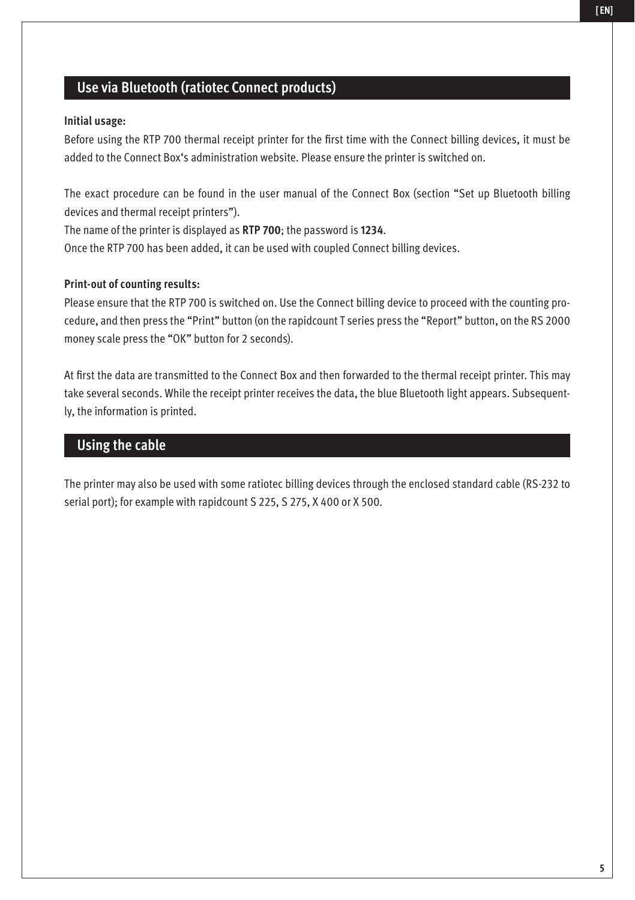## Use via Bluetooth (ratiotec Connect products)

**Initial usage:**

Before using the RTP 700 thermal receipt printer for the first time with the Connect billing devices, it must be added to the Connect Box's administration website. Please ensure the printer is switched on.

The exact procedure can be found in the user manual of the Connect Box (section "Set up Bluetooth billing devices and thermal receipt printers").
The name of the printer is displayed as **RTP 700**; the password is **1234**.
Once the RTP 700 has been added, it can be used with coupled Connect billing devices.

**Print-out of counting results:**

Please ensure that the RTP 700 is switched on. Use the Connect billing device to proceed with the counting procedure, and then press the "Print" button (on the rapidcount T series press the "Report" button, on the RS 2000 money scale press the "OK" button for 2 seconds).

At first the data are transmitted to the Connect Box and then forwarded to the thermal receipt printer. This may take several seconds. While the receipt printer receives the data, the blue Bluetooth light appears. Subsequently, the information is printed.

## Using the cable

The printer may also be used with some ratiotec billing devices through the enclosed standard cable (RS-232 to serial port); for example with rapidcount S 225, S 275, X 400 or X 500.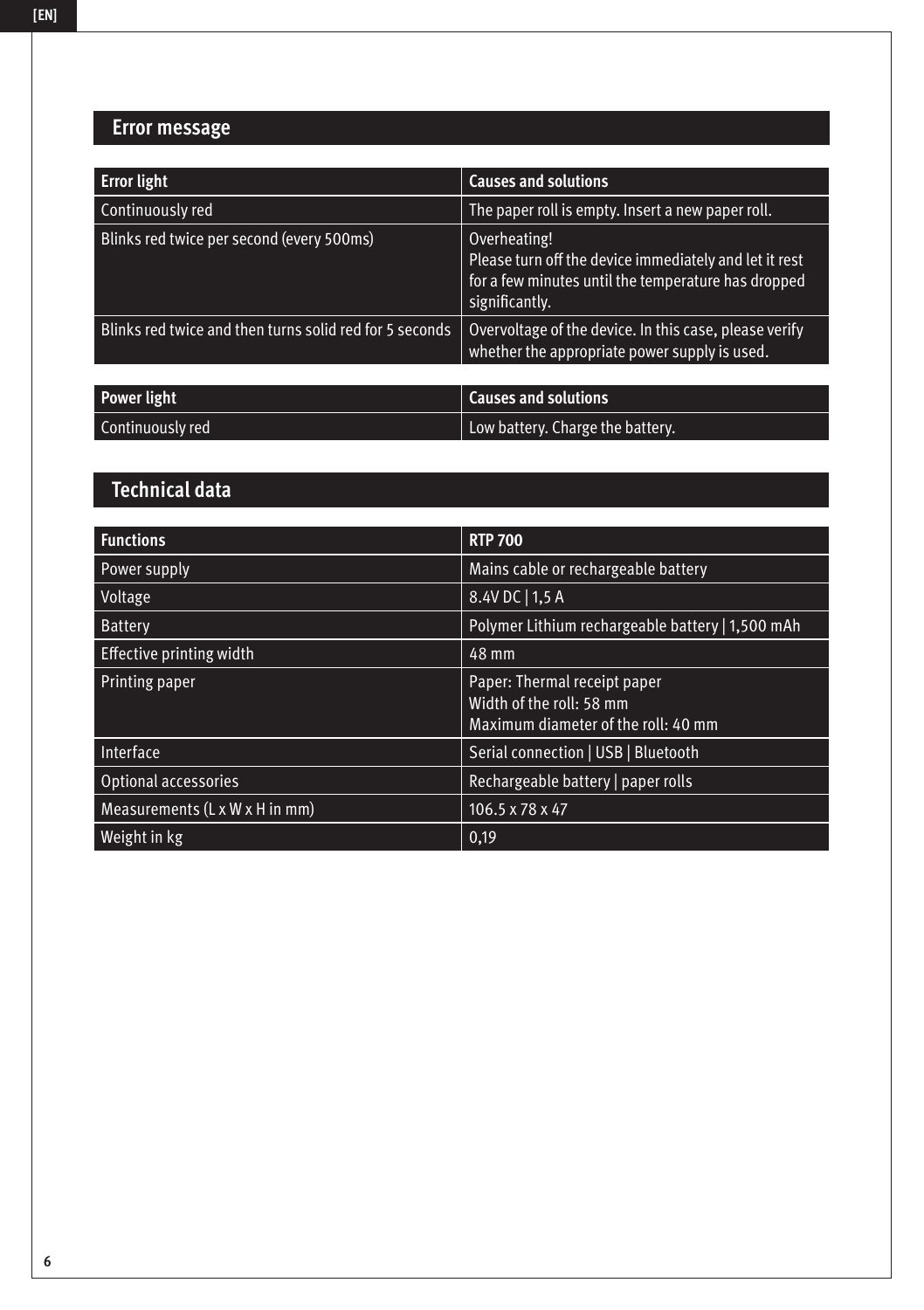## Error message

| Error light | Causes and solutions |
|---|---|
| Continuously red | The paper roll is empty. Insert a new paper roll. |
| Blinks red twice per second (every 500ms) | Overheating!<br>Please turn off the device immediately and let it rest for a few minutes until the temperature has dropped significantly. |
| Blinks red twice and then turns solid red for 5 seconds | Overvoltage of the device. In this case, please verify whether the appropriate power supply is used. |

| Power light | Causes and solutions |
|---|---|
| Continuously red | Low battery. Charge the battery. |

## Technical data

| Functions | RTP 700 |
|---|---|
| Power supply | Mains cable or rechargeable battery |
| Voltage | 8.4V DC \| 1,5 A |
| Battery | Polymer Lithium rechargeable battery \| 1,500 mAh |
| Effective printing width | 48 mm |
| Printing paper | Paper: Thermal receipt paper<br>Width of the roll: 58 mm<br>Maximum diameter of the roll: 40 mm |
| Interface | Serial connection \| USB \| Bluetooth |
| Optional accessories | Rechargeable battery \| paper rolls |
| Measurements (L x W x H in mm) | 106.5 x 78 x 47 |
| Weight in kg | 0,19 |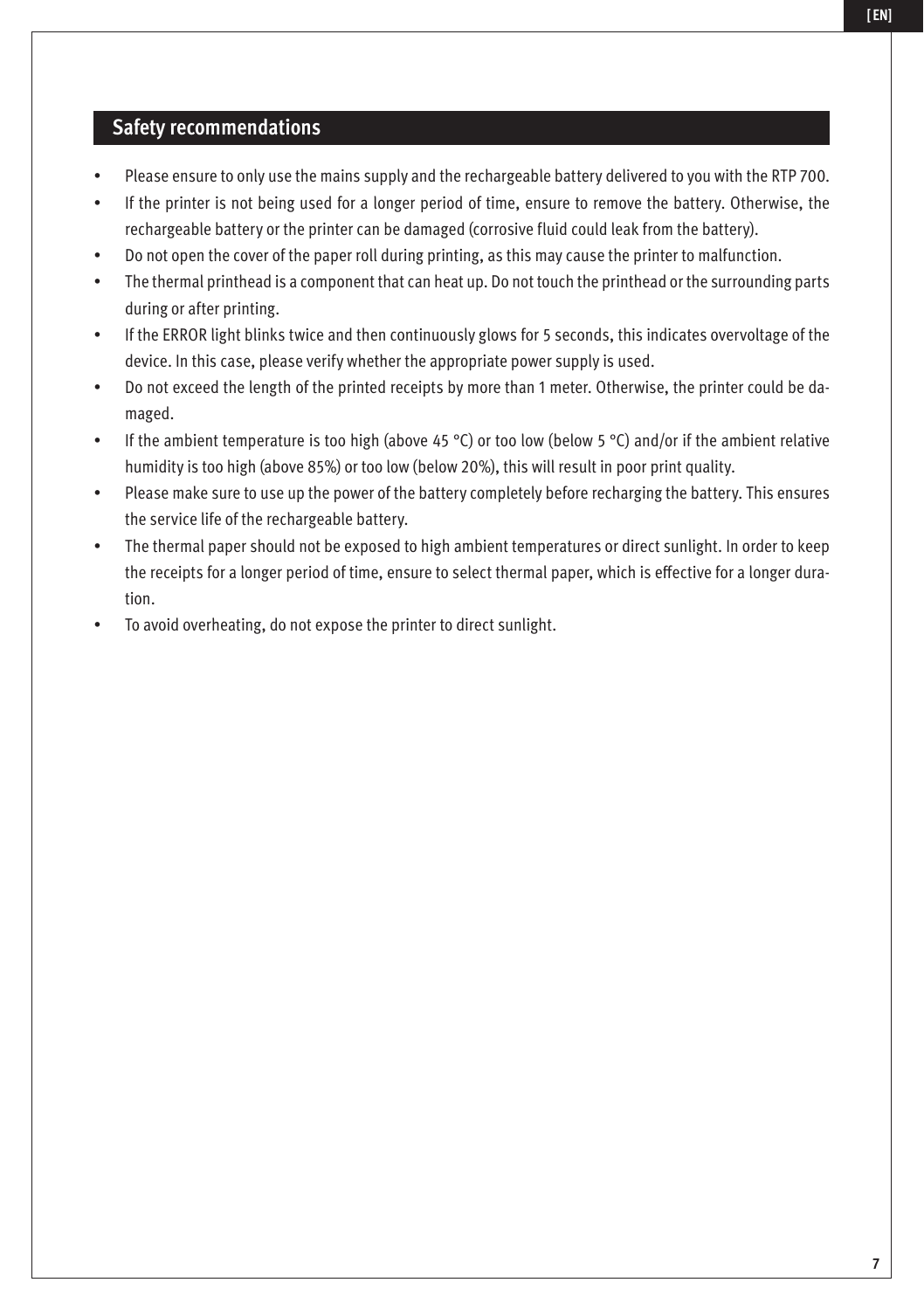## Safety recommendations

- Please ensure to only use the mains supply and the rechargeable battery delivered to you with the RTP 700.
- If the printer is not being used for a longer period of time, ensure to remove the battery. Otherwise, the rechargeable battery or the printer can be damaged (corrosive fluid could leak from the battery).
- Do not open the cover of the paper roll during printing, as this may cause the printer to malfunction.
- The thermal printhead is a component that can heat up. Do not touch the printhead or the surrounding parts during or after printing.
- If the ERROR light blinks twice and then continuously glows for 5 seconds, this indicates overvoltage of the device. In this case, please verify whether the appropriate power supply is used.
- Do not exceed the length of the printed receipts by more than 1 meter. Otherwise, the printer could be damaged.
- If the ambient temperature is too high (above 45 °C) or too low (below 5 °C) and/or if the ambient relative humidity is too high (above 85%) or too low (below 20%), this will result in poor print quality.
- Please make sure to use up the power of the battery completely before recharging the battery. This ensures the service life of the rechargeable battery.
- The thermal paper should not be exposed to high ambient temperatures or direct sunlight. In order to keep the receipts for a longer period of time, ensure to select thermal paper, which is effective for a longer duration.
- To avoid overheating, do not expose the printer to direct sunlight.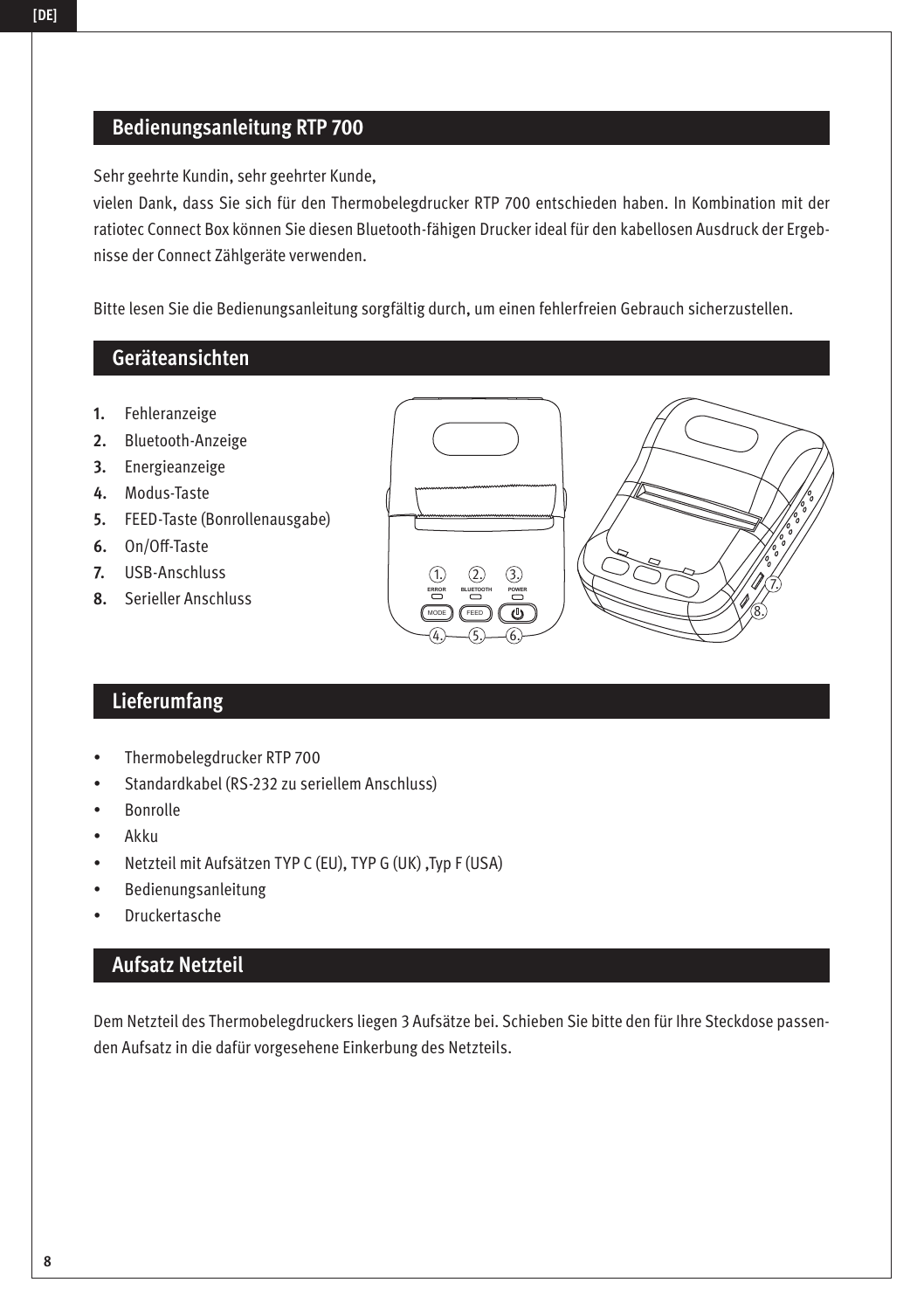## Bedienungsanleitung RTP 700

Sehr geehrte Kundin, sehr geehrter Kunde,

vielen Dank, dass Sie sich für den Thermobelegdrucker RTP 700 entschieden haben. In Kombination mit der ratiotec Connect Box können Sie diesen Bluetooth-fähigen Drucker ideal für den kabellosen Ausdruck der Ergebnisse der Connect Zählgeräte verwenden.

Bitte lesen Sie die Bedienungsanleitung sorgfältig durch, um einen fehlerfreien Gebrauch sicherzustellen.

## Geräteansichten

1. Fehleranzeige
2. Bluetooth-Anzeige
3. Energieanzeige
4. Modus-Taste
5. FEED-Taste (Bonrollenausgabe)
6. On/Off-Taste
7. USB-Anschluss
8. Serieller Anschluss

## Lieferumfang

- Thermobelegdrucker RTP 700
- Standardkabel (RS-232 zu seriellem Anschluss)
- Bonrolle
- Akku
- Netzteil mit Aufsätzen TYP C (EU), TYP G (UK) ,Typ F (USA)
- Bedienungsanleitung
- Druckertasche

## Aufsatz Netzteil

Dem Netzteil des Thermobelegdruckers liegen 3 Aufsätze bei. Schieben Sie bitte den für Ihre Steckdose passenden Aufsatz in die dafür vorgesehene Einkerbung des Netzteils.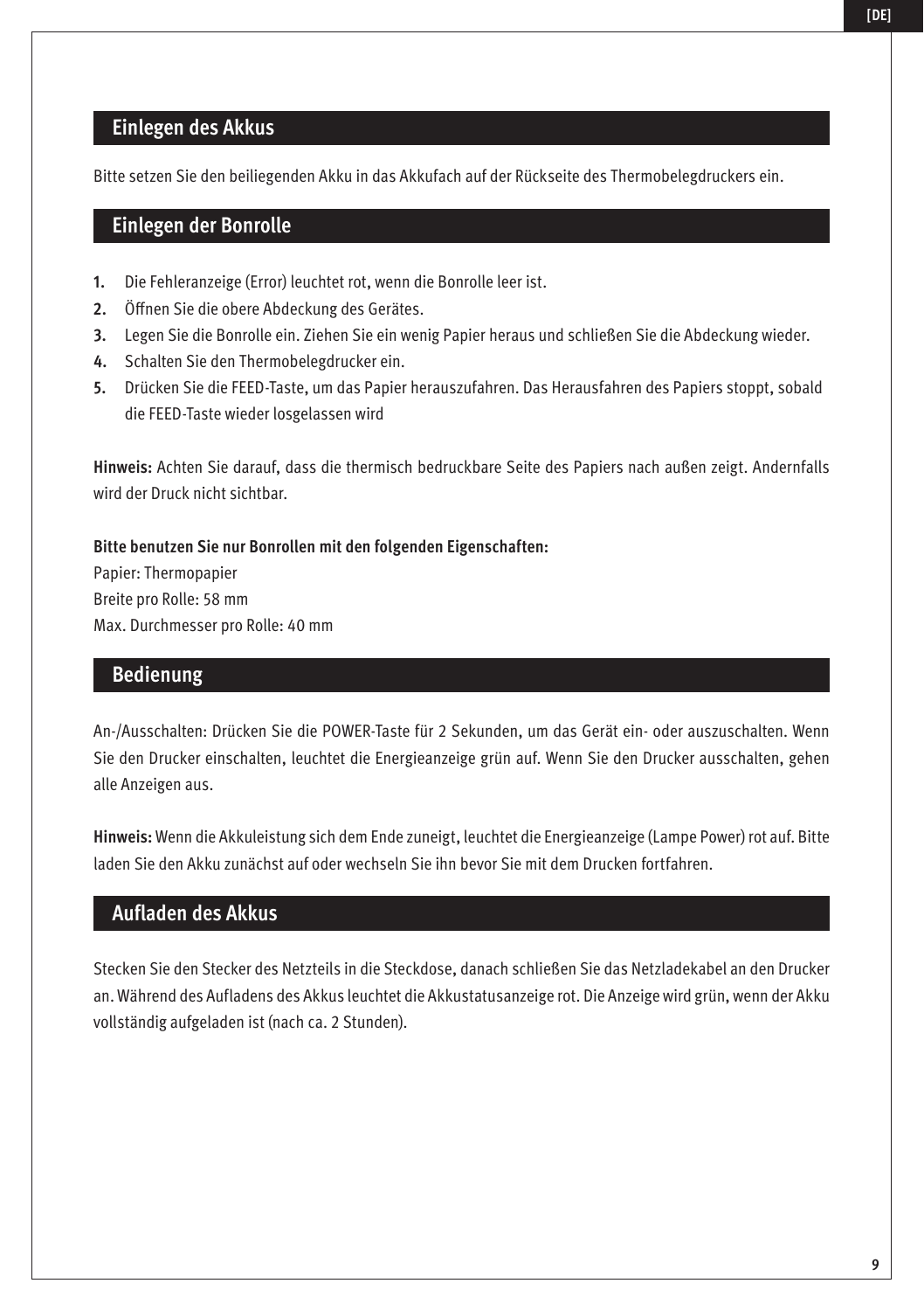## Einlegen des Akkus

Bitte setzen Sie den beiliegenden Akku in das Akkufach auf der Rückseite des Thermobelegdruckers ein.

## Einlegen der Bonrolle

1. Die Fehleranzeige (Error) leuchtet rot, wenn die Bonrolle leer ist.
2. Öffnen Sie die obere Abdeckung des Gerätes.
3. Legen Sie die Bonrolle ein. Ziehen Sie ein wenig Papier heraus und schließen Sie die Abdeckung wieder.
4. Schalten Sie den Thermobelegdrucker ein.
5. Drücken Sie die FEED-Taste, um das Papier herauszufahren. Das Herausfahren des Papiers stoppt, sobald die FEED-Taste wieder losgelassen wird

**Hinweis:** Achten Sie darauf, dass die thermisch bedruckbare Seite des Papiers nach außen zeigt. Andernfalls wird der Druck nicht sichtbar.

**Bitte benutzen Sie nur Bonrollen mit den folgenden Eigenschaften:**
Papier: Thermopapier
Breite pro Rolle: 58 mm
Max. Durchmesser pro Rolle: 40 mm

## Bedienung

An-/Ausschalten: Drücken Sie die POWER-Taste für 2 Sekunden, um das Gerät ein- oder auszuschalten. Wenn Sie den Drucker einschalten, leuchtet die Energieanzeige grün auf. Wenn Sie den Drucker ausschalten, gehen alle Anzeigen aus.

**Hinweis:** Wenn die Akkuleistung sich dem Ende zuneigt, leuchtet die Energieanzeige (Lampe Power) rot auf. Bitte laden Sie den Akku zunächst auf oder wechseln Sie ihn bevor Sie mit dem Drucken fortfahren.

## Aufladen des Akkus

Stecken Sie den Stecker des Netzteils in die Steckdose, danach schließen Sie das Netzladekabel an den Drucker an. Während des Aufladens des Akkus leuchtet die Akkustatusanzeige rot. Die Anzeige wird grün, wenn der Akku vollständig aufgeladen ist (nach ca. 2 Stunden).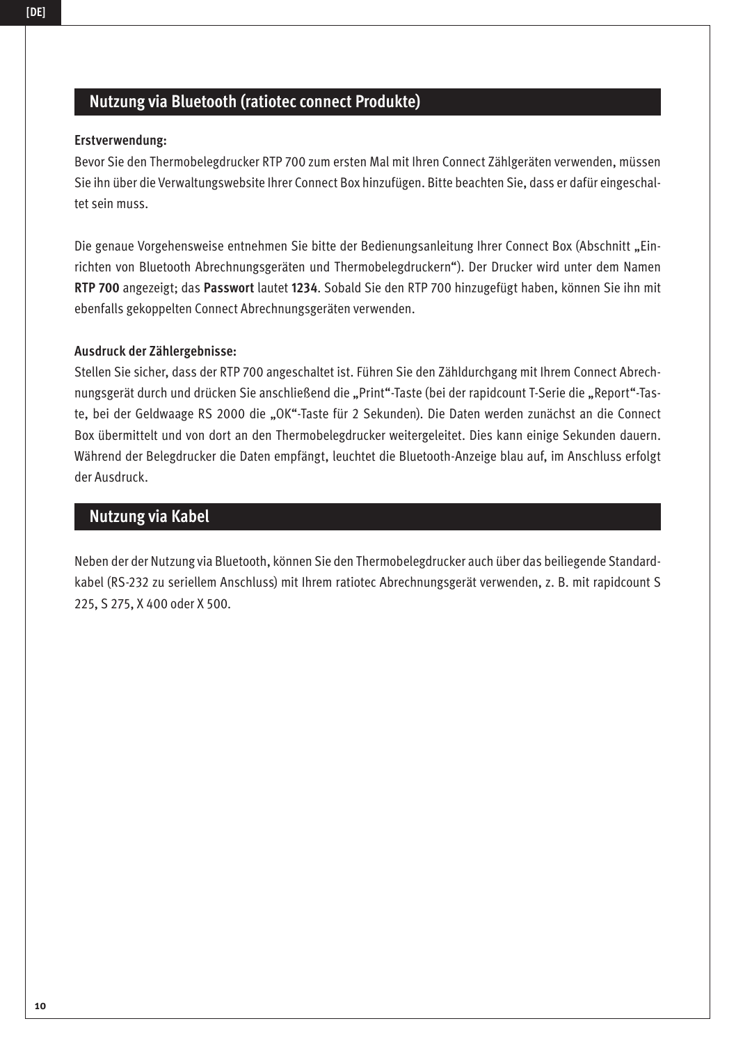## Nutzung via Bluetooth (ratiotec connect Produkte)

**Erstverwendung:**

Bevor Sie den Thermobelegdrucker RTP 700 zum ersten Mal mit Ihren Connect Zählgeräten verwenden, müssen Sie ihn über die Verwaltungswebsite Ihrer Connect Box hinzufügen. Bitte beachten Sie, dass er dafür eingeschaltet sein muss.

Die genaue Vorgehensweise entnehmen Sie bitte der Bedienungsanleitung Ihrer Connect Box (Abschnitt „Einrichten von Bluetooth Abrechnungsgeräten und Thermobelegdruckern"). Der Drucker wird unter dem Namen **RTP 700** angezeigt; das **Passwort** lautet **1234**. Sobald Sie den RTP 700 hinzugefügt haben, können Sie ihn mit ebenfalls gekoppelten Connect Abrechnungsgeräten verwenden.

**Ausdruck der Zählergebnisse:**

Stellen Sie sicher, dass der RTP 700 angeschaltet ist. Führen Sie den Zähldurchgang mit Ihrem Connect Abrechnungsgerät durch und drücken Sie anschließend die „Print"-Taste (bei der rapidcount T-Serie die „Report"-Taste, bei der Geldwaage RS 2000 die „OK"-Taste für 2 Sekunden). Die Daten werden zunächst an die Connect Box übermittelt und von dort an den Thermobelegdrucker weitergeleitet. Dies kann einige Sekunden dauern. Während der Belegdrucker die Daten empfängt, leuchtet die Bluetooth-Anzeige blau auf, im Anschluss erfolgt der Ausdruck.

## Nutzung via Kabel

Neben der der Nutzung via Bluetooth, können Sie den Thermobelegdrucker auch über das beiliegende Standardkabel (RS-232 zu seriellem Anschluss) mit Ihrem ratiotec Abrechnungsgerät verwenden, z. B. mit rapidcount S 225, S 275, X 400 oder X 500.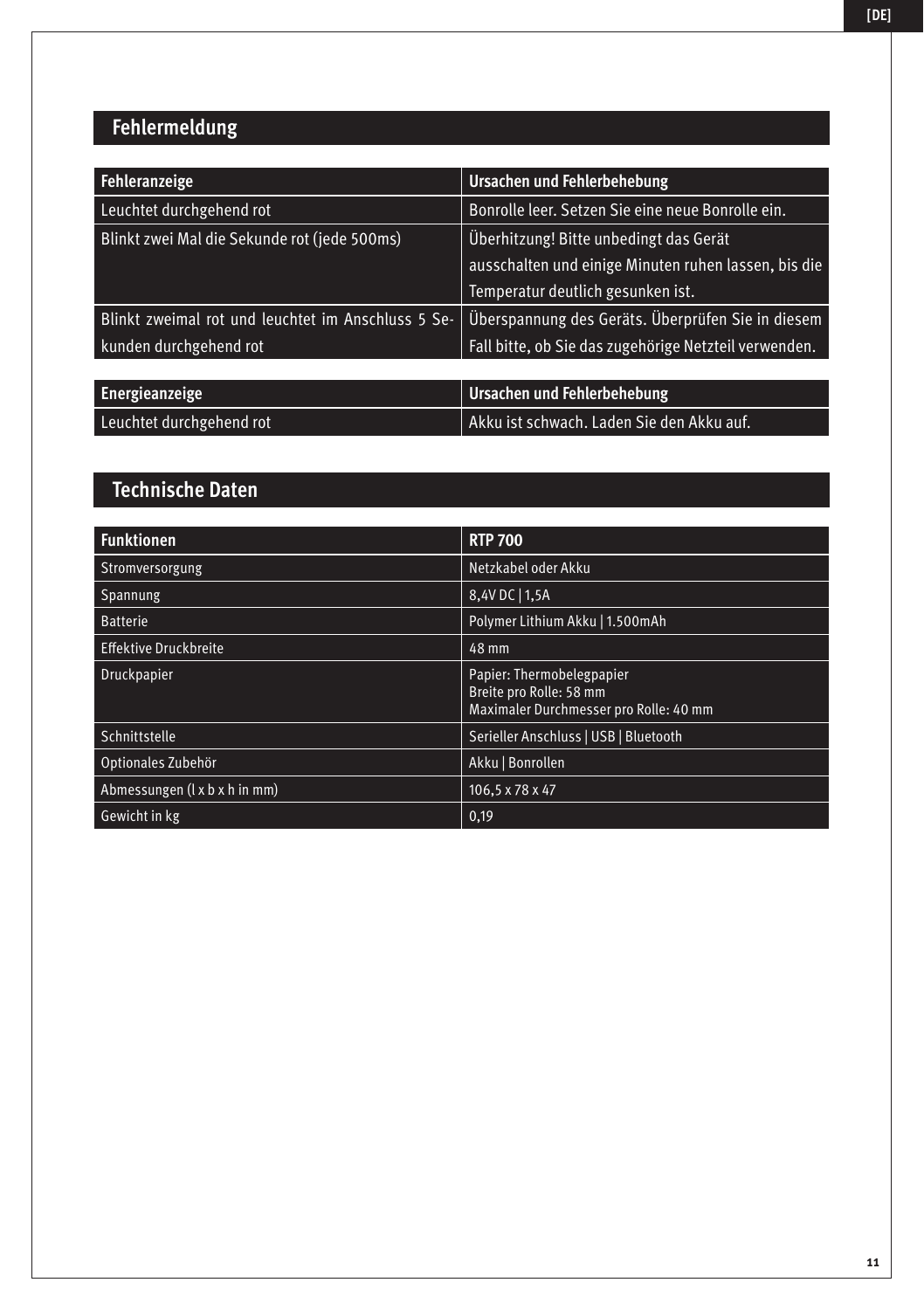## Fehlermeldung

| Fehleranzeige | Ursachen und Fehlerbehebung |
| --- | --- |
| Leuchtet durchgehend rot | Bonrolle leer. Setzen Sie eine neue Bonrolle ein. |
| Blinkt zwei Mal die Sekunde rot (jede 500ms) | Überhitzung! Bitte unbedingt das Gerät ausschalten und einige Minuten ruhen lassen, bis die Temperatur deutlich gesunken ist. |
| Blinkt zweimal rot und leuchtet im Anschluss 5 Sekunden durchgehend rot | Überspannung des Geräts. Überprüfen Sie in diesem Fall bitte, ob Sie das zugehörige Netzteil verwenden. |

| Energieanzeige | Ursachen und Fehlerbehebung |
| --- | --- |
| Leuchtet durchgehend rot | Akku ist schwach. Laden Sie den Akku auf. |

## Technische Daten

| Funktionen | RTP 700 |
| --- | --- |
| Stromversorgung | Netzkabel oder Akku |
| Spannung | 8,4V DC \| 1,5A |
| Batterie | Polymer Lithium Akku \| 1.500mAh |
| Effektive Druckbreite | 48 mm |
| Druckpapier | Papier: Thermobelegpapier<br>Breite pro Rolle: 58 mm<br>Maximaler Durchmesser pro Rolle: 40 mm |
| Schnittstelle | Serieller Anschluss \| USB \| Bluetooth |
| Optionales Zubehör | Akku \| Bonrollen |
| Abmessungen (l x b x h in mm) | 106,5 x 78 x 47 |
| Gewicht in kg | 0,19 |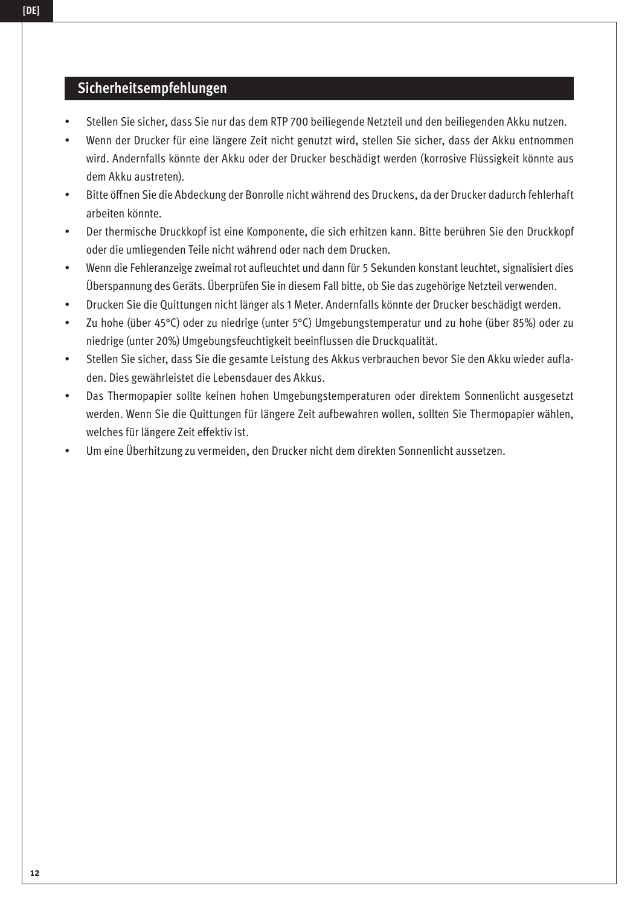## Sicherheitsempfehlungen

- Stellen Sie sicher, dass Sie nur das dem RTP 700 beiliegende Netzteil und den beiliegenden Akku nutzen.
- Wenn der Drucker für eine längere Zeit nicht genutzt wird, stellen Sie sicher, dass der Akku entnommen wird. Andernfalls könnte der Akku oder der Drucker beschädigt werden (korrosive Flüssigkeit könnte aus dem Akku austreten).
- Bitte öffnen Sie die Abdeckung der Bonrolle nicht während des Druckens, da der Drucker dadurch fehlerhaft arbeiten könnte.
- Der thermische Druckkopf ist eine Komponente, die sich erhitzen kann. Bitte berühren Sie den Druckkopf oder die umliegenden Teile nicht während oder nach dem Drucken.
- Wenn die Fehleranzeige zweimal rot aufleuchtet und dann für 5 Sekunden konstant leuchtet, signalisiert dies Überspannung des Geräts. Überprüfen Sie in diesem Fall bitte, ob Sie das zugehörige Netzteil verwenden.
- Drucken Sie die Quittungen nicht länger als 1 Meter. Andernfalls könnte der Drucker beschädigt werden.
- Zu hohe (über 45°C) oder zu niedrige (unter 5°C) Umgebungstemperatur und zu hohe (über 85%) oder zu niedrige (unter 20%) Umgebungsfeuchtigkeit beeinflussen die Druckqualität.
- Stellen Sie sicher, dass Sie die gesamte Leistung des Akkus verbrauchen bevor Sie den Akku wieder aufladen. Dies gewährleistet die Lebensdauer des Akkus.
- Das Thermopapier sollte keinen hohen Umgebungstemperaturen oder direktem Sonnenlicht ausgesetzt werden. Wenn Sie die Quittungen für längere Zeit aufbewahren wollen, sollten Sie Thermopapier wählen, welches für längere Zeit effektiv ist.
- Um eine Überhitzung zu vermeiden, den Drucker nicht dem direkten Sonnenlicht aussetzen.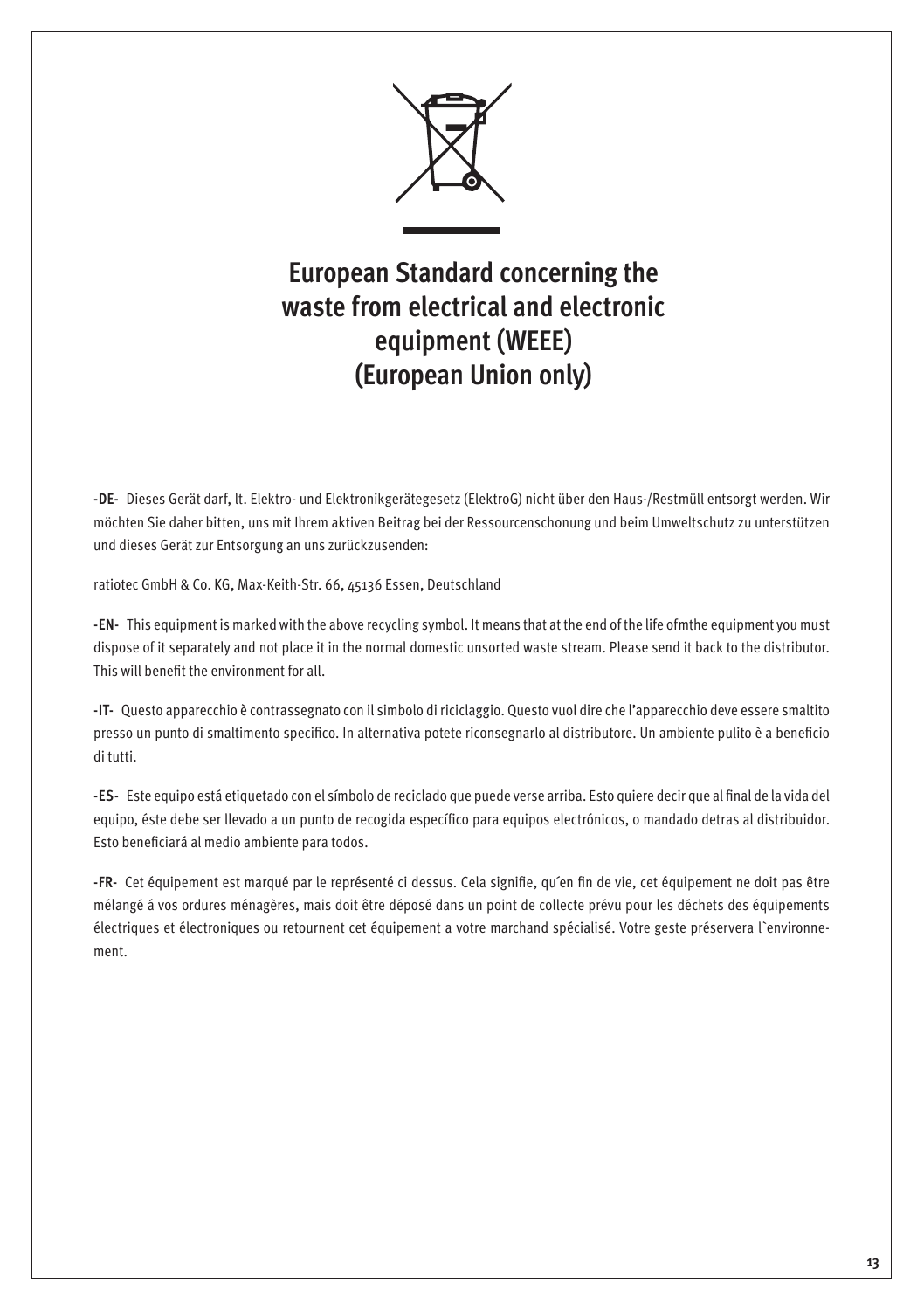# European Standard concerning the waste from electrical and electronic equipment (WEEE) (European Union only)

**-DE-** Dieses Gerät darf, lt. Elektro- und Elektronikgerätegesetz (ElektroG) nicht über den Haus-/Restmüll entsorgt werden. Wir möchten Sie daher bitten, uns mit Ihrem aktiven Beitrag bei der Ressourcenschonung und beim Umweltschutz zu unterstützen und dieses Gerät zur Entsorgung an uns zurückzusenden:

ratiotec GmbH & Co. KG, Max-Keith-Str. 66, 45136 Essen, Deutschland

**-EN-** This equipment is marked with the above recycling symbol. It means that at the end of the life ofmthe equipment you must dispose of it separately and not place it in the normal domestic unsorted waste stream. Please send it back to the distributor. This will benefit the environment for all.

**-IT-** Questo apparecchio è contrassegnato con il simbolo di riciclaggio. Questo vuol dire che l'apparecchio deve essere smaltito presso un punto di smaltimento specifico. In alternativa potete riconsegnarlo al distributore. Un ambiente pulito è a beneficio di tutti.

**-ES-** Este equipo está etiquetado con el símbolo de reciclado que puede verse arriba. Esto quiere decir que al final de la vida del equipo, éste debe ser llevado a un punto de recogida específico para equipos electrónicos, o mandado detras al distribuidor. Esto beneficiará al medio ambiente para todos.

**-FR-** Cet équipement est marqué par le représenté ci dessus. Cela signifie, qu´en fin de vie, cet équipement ne doit pas être mélangé á vos ordures ménagères, mais doit être déposé dans un point de collecte prévu pour les déchets des équipements électriques et électroniques ou retournent cet équipement a votre marchand spécialisé. Votre geste préservera l`environnement.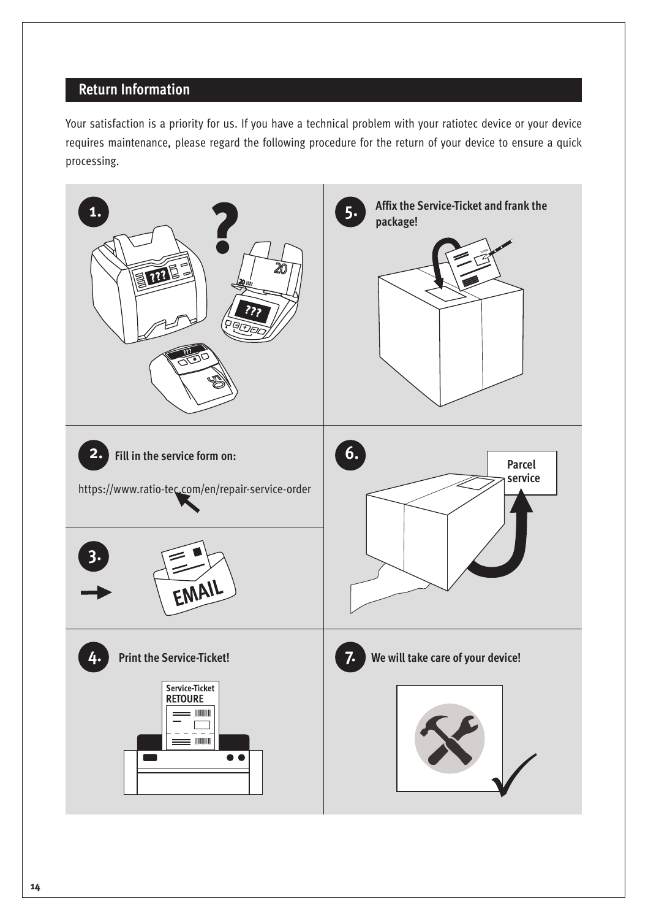## Return Information

Your satisfaction is a priority for us. If you have a technical problem with your ratiotec device or your device requires maintenance, please regard the following procedure for the return of your device to ensure a quick processing.

**1.**

**2.** **Fill in the service form on:**

https://www.ratio-tec.com/en/repair-service-order

**3.** EMAIL

**4.** **Print the Service-Ticket!**

Service-Ticket RETOURE

**5.** **Affix the Service-Ticket and frank the package!**

**6.** Parcel service

**7.** **We will take care of your device!**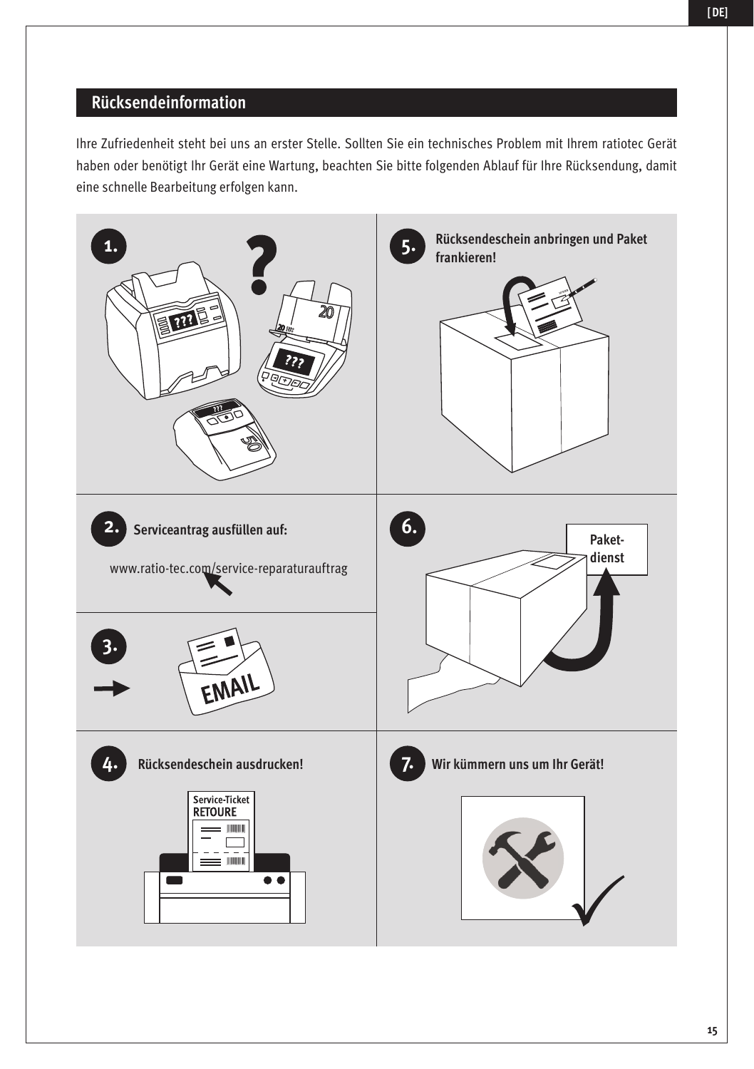## Rücksendeinformation

Ihre Zufriedenheit steht bei uns an erster Stelle. Sollten Sie ein technisches Problem mit Ihrem ratiotec Gerät haben oder benötigt Ihr Gerät eine Wartung, beachten Sie bitte folgenden Ablauf für Ihre Rücksendung, damit eine schnelle Bearbeitung erfolgen kann.

**1.**

**2.** **Serviceantrag ausfüllen auf:**

www.ratio-tec.com/service-reparaturauftrag

**3.** EMAIL

**4.** **Rücksendeschein ausdrucken!**

Service-Ticket RETOURE

**5.** **Rücksendeschein anbringen und Paket frankieren!**

**6.** Paket-dienst

**7.** **Wir kümmern uns um Ihr Gerät!**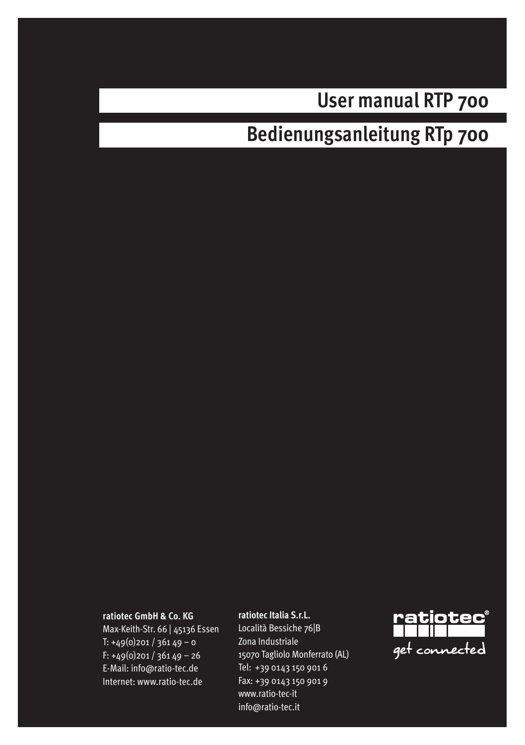# User manual RTP 700

# Bedienungsanleitung RTp 700

**ratiotec GmbH & Co. KG**
Max-Keith-Str. 66 | 45136 Essen
T: +49(0)201 / 361 49 – 0
F: +49(0)201 / 361 49 – 26
E-Mail: info@ratio-tec.de
Internet: www.ratio-tec.de

**ratiotec Italia S.r.L.**
Località Bessiche 76|B
Zona Industriale
15070 Tagliolo Monferrato (AL)
Tel: +39 0143 150 901 6
Fax: +39 0143 150 901 9
www.ratio-tec-it
info@ratio-tec.it

ratiotec®
get connected